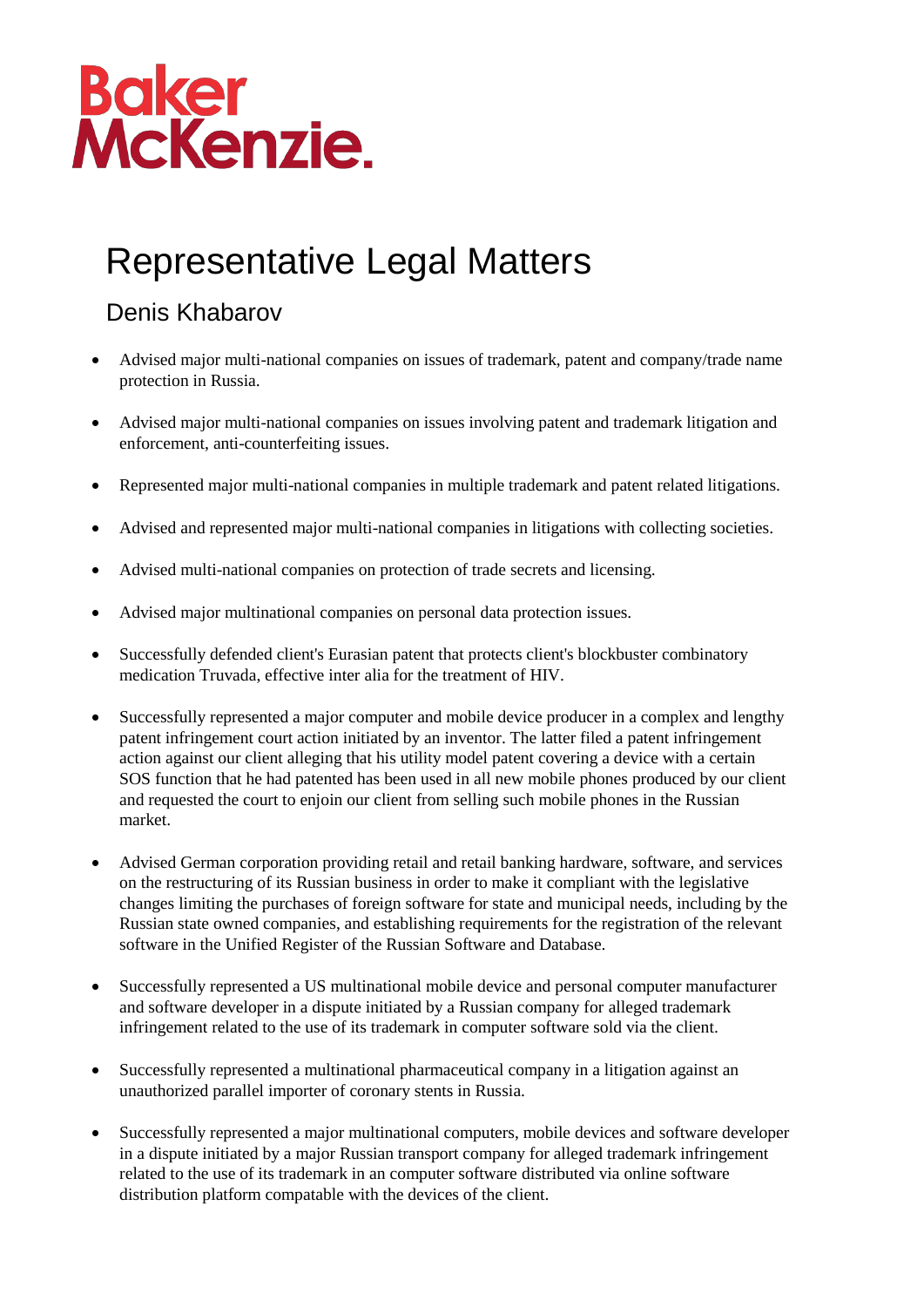Baker McKenzie.

# Representative Legal Matters

## Denis Khabarov

- Advised major multi-national companies on issues of trademark, patent and company/trade name protection in Russia.
- Advised major multi-national companies on issues involving patent and trademark litigation and enforcement, anti-counterfeiting issues.
- Represented major multi-national companies in multiple trademark and patent related litigations.
- Advised and represented major multi-national companies in litigations with collecting societies.
- Advised multi-national companies on protection of trade secrets and licensing.
- Advised major multinational companies on personal data protection issues.
- Successfully defended client's Eurasian patent that protects client's blockbuster combinatory medication Truvada, effective inter alia for the treatment of HIV.
- Successfully represented a major computer and mobile device producer in a complex and lengthy patent infringement court action initiated by an inventor. The latter filed a patent infringement action against our client alleging that his utility model patent covering a device with a certain SOS function that he had patented has been used in all new mobile phones produced by our client and requested the court to enjoin our client from selling such mobile phones in the Russian market.
- Advised German corporation providing retail and retail banking hardware, software, and services on the restructuring of its Russian business in order to make it compliant with the legislative changes limiting the purchases of foreign software for state and municipal needs, including by the Russian state owned companies, and establishing requirements for the registration of the relevant software in the Unified Register of the Russian Software and Database.
- Successfully represented a US multinational mobile device and personal computer manufacturer and software developer in a dispute initiated by a Russian company for alleged trademark infringement related to the use of its trademark in computer software sold via the client.
- Successfully represented a multinational pharmaceutical company in a litigation against an unauthorized parallel importer of coronary stents in Russia.
- Successfully represented a major multinational computers, mobile devices and software developer in a dispute initiated by a major Russian transport company for alleged trademark infringement related to the use of its trademark in an computer software distributed via online software distribution platform compatable with the devices of the client.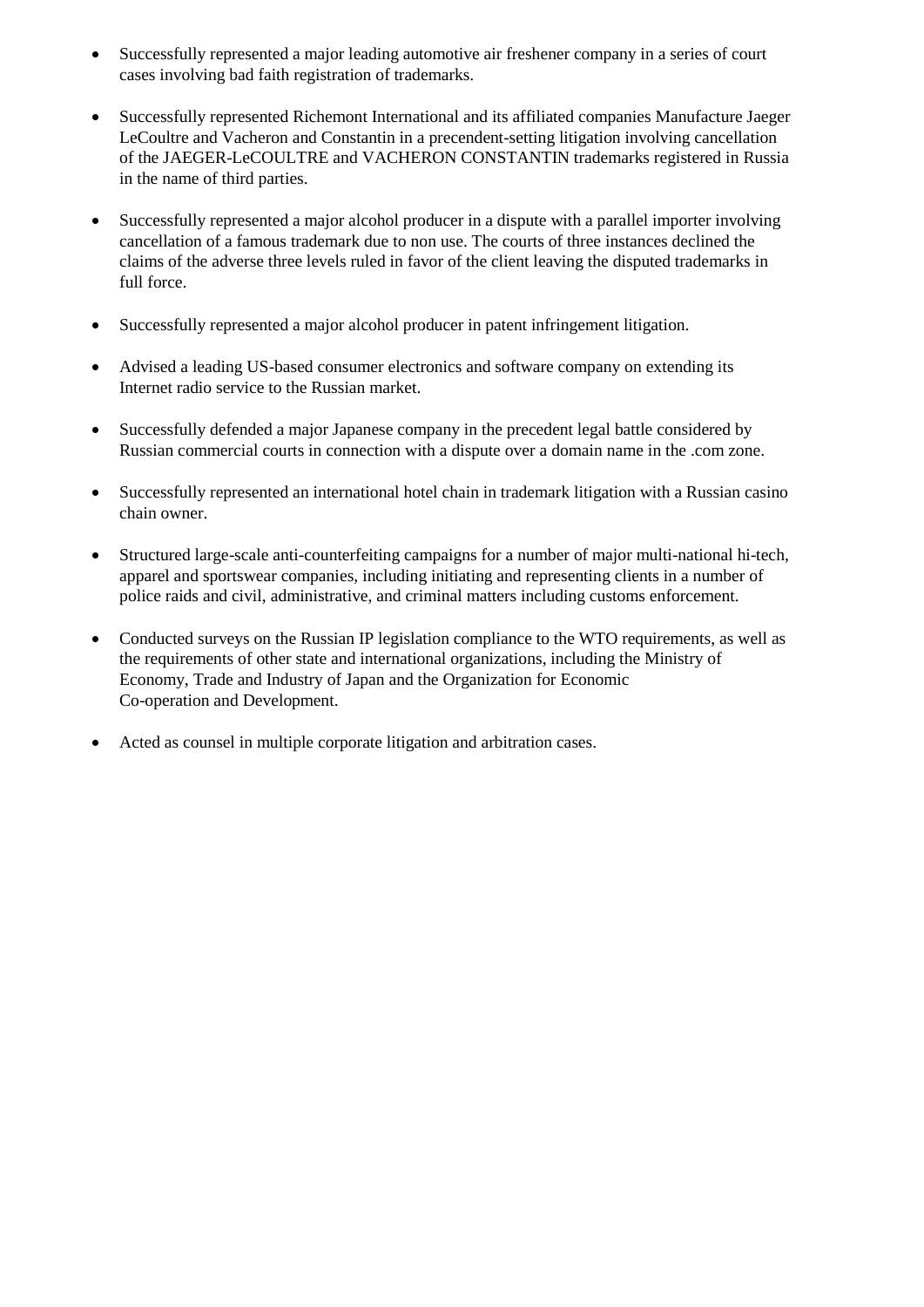- Successfully represented a major leading automotive air freshener company in a series of court cases involving bad faith registration of trademarks.

- Successfully represented Richemont International and its affiliated companies Manufacture Jaeger LeCoultre and Vacheron and Constantin in a precendent-setting litigation involving cancellation of the JAEGER-LeCOULTRE and VACHERON CONSTANTIN trademarks registered in Russia in the name of third parties.

- Successfully represented a major alcohol producer in a dispute with a parallel importer involving cancellation of a famous trademark due to non use. The courts of three instances declined the claims of the adverse three levels ruled in favor of the client leaving the disputed trademarks in full force.

- Successfully represented a major alcohol producer in patent infringement litigation.

- Advised a leading US-based consumer electronics and software company on extending its Internet radio service to the Russian market.

- Successfully defended a major Japanese company in the precedent legal battle considered by Russian commercial courts in connection with a dispute over a domain name in the .com zone.

- Successfully represented an international hotel chain in trademark litigation with a Russian casino chain owner.

- Structured large-scale anti-counterfeiting campaigns for a number of major multi-national hi-tech, apparel and sportswear companies, including initiating and representing clients in a number of police raids and civil, administrative, and criminal matters including customs enforcement.

- Conducted surveys on the Russian IP legislation compliance to the WTO requirements, as well as the requirements of other state and international organizations, including the Ministry of Economy, Trade and Industry of Japan and the Organization for Economic Co-operation and Development.

- Acted as counsel in multiple corporate litigation and arbitration cases.